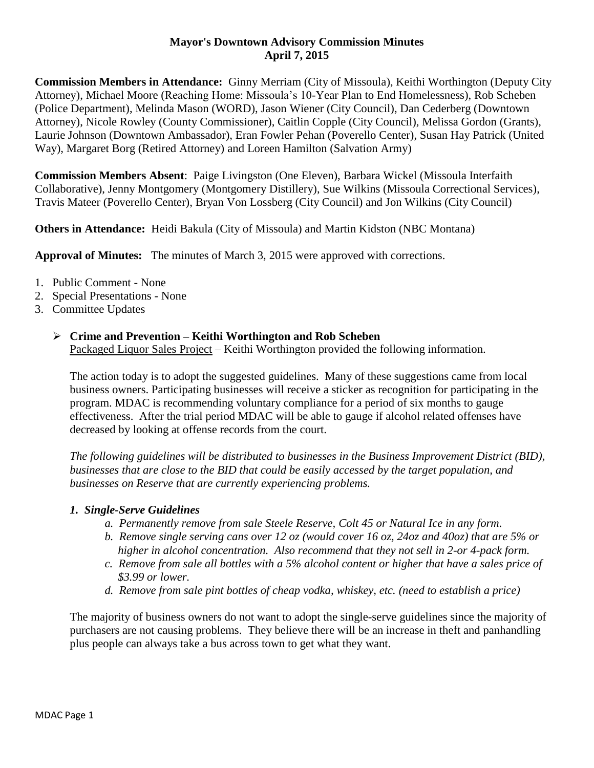**Mayor's Downtown Advisory Commission Minutes**
**April 7, 2015**

**Commission Members in Attendance:** Ginny Merriam (City of Missoula), Keithi Worthington (Deputy City Attorney), Michael Moore (Reaching Home: Missoula's 10-Year Plan to End Homelessness), Rob Scheben (Police Department), Melinda Mason (WORD), Jason Wiener (City Council), Dan Cederberg (Downtown Attorney), Nicole Rowley (County Commissioner), Caitlin Copple (City Council), Melissa Gordon (Grants), Laurie Johnson (Downtown Ambassador), Eran Fowler Pehan (Poverello Center), Susan Hay Patrick (United Way), Margaret Borg (Retired Attorney) and Loreen Hamilton (Salvation Army)

**Commission Members Absent**: Paige Livingston (One Eleven), Barbara Wickel (Missoula Interfaith Collaborative), Jenny Montgomery (Montgomery Distillery), Sue Wilkins (Missoula Correctional Services), Travis Mateer (Poverello Center), Bryan Von Lossberg (City Council) and Jon Wilkins (City Council)

**Others in Attendance:** Heidi Bakula (City of Missoula) and Martin Kidston (NBC Montana)

**Approval of Minutes:** The minutes of March 3, 2015 were approved with corrections.

1. Public Comment - None
2. Special Presentations - None
3. Committee Updates

- **Crime and Prevention – Keithi Worthington and Rob Scheben**

  Packaged Liquor Sales Project – Keithi Worthington provided the following information.

  The action today is to adopt the suggested guidelines. Many of these suggestions came from local business owners. Participating businesses will receive a sticker as recognition for participating in the program. MDAC is recommending voluntary compliance for a period of six months to gauge effectiveness. After the trial period MDAC will be able to gauge if alcohol related offenses have decreased by looking at offense records from the court.

  *The following guidelines will be distributed to businesses in the Business Improvement District (BID), businesses that are close to the BID that could be easily accessed by the target population, and businesses on Reserve that are currently experiencing problems.*

  ***1. Single-Serve Guidelines***

  *a. Permanently remove from sale Steele Reserve, Colt 45 or Natural Ice in any form.*
  *b. Remove single serving cans over 12 oz (would cover 16 oz, 24oz and 40oz) that are 5% or higher in alcohol concentration. Also recommend that they not sell in 2-or 4-pack form.*
  *c. Remove from sale all bottles with a 5% alcohol content or higher that have a sales price of $3.99 or lower.*
  *d. Remove from sale pint bottles of cheap vodka, whiskey, etc. (need to establish a price)*

  The majority of business owners do not want to adopt the single-serve guidelines since the majority of purchasers are not causing problems. They believe there will be an increase in theft and panhandling plus people can always take a bus across town to get what they want.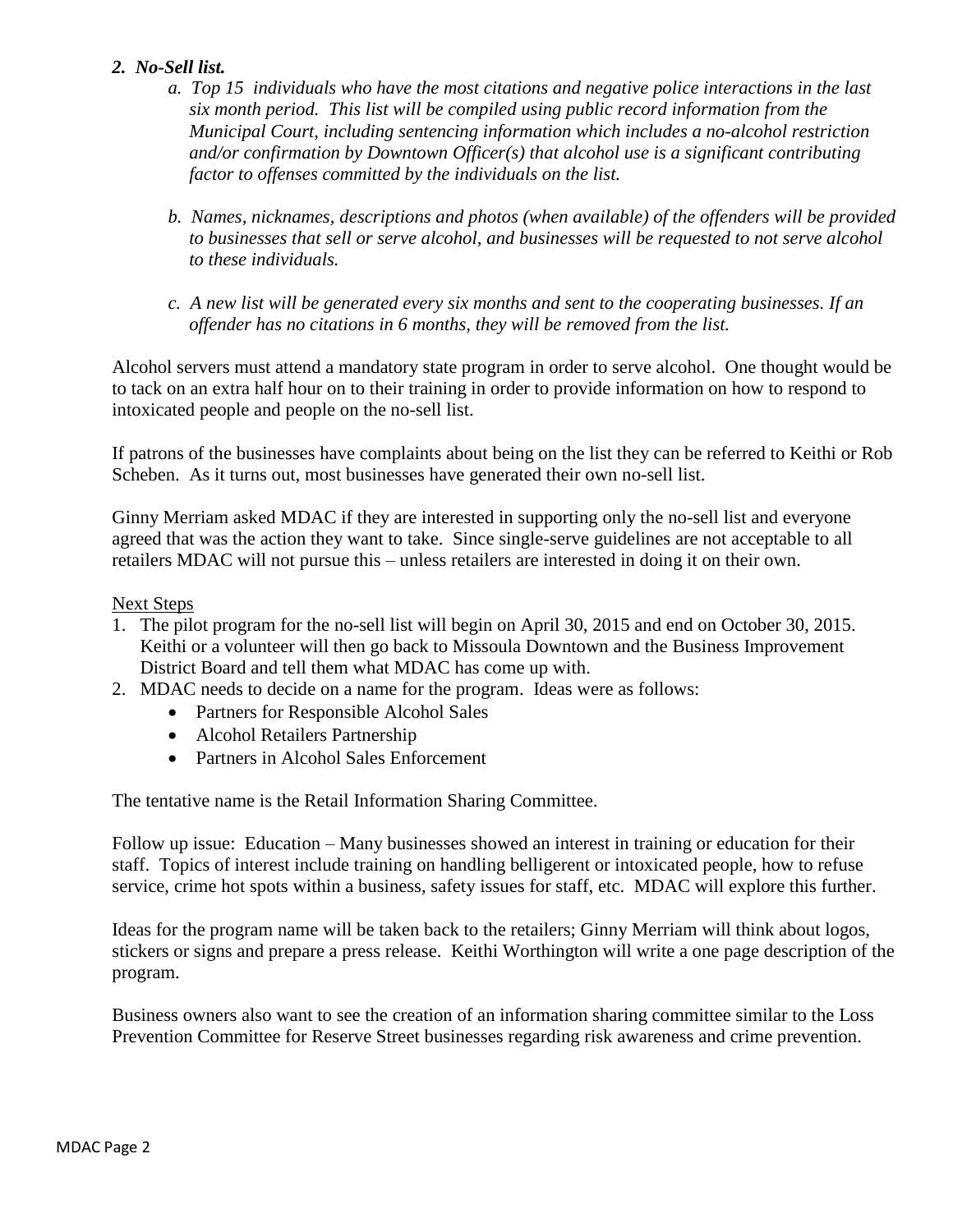***2. No-Sell list.***

*a. Top 15 individuals who have the most citations and negative police interactions in the last six month period. This list will be compiled using public record information from the Municipal Court, including sentencing information which includes a no-alcohol restriction and/or confirmation by Downtown Officer(s) that alcohol use is a significant contributing factor to offenses committed by the individuals on the list.*

*b. Names, nicknames, descriptions and photos (when available) of the offenders will be provided to businesses that sell or serve alcohol, and businesses will be requested to not serve alcohol to these individuals.*

*c. A new list will be generated every six months and sent to the cooperating businesses. If an offender has no citations in 6 months, they will be removed from the list.*

Alcohol servers must attend a mandatory state program in order to serve alcohol. One thought would be to tack on an extra half hour on to their training in order to provide information on how to respond to intoxicated people and people on the no-sell list.

If patrons of the businesses have complaints about being on the list they can be referred to Keithi or Rob Scheben. As it turns out, most businesses have generated their own no-sell list.

Ginny Merriam asked MDAC if they are interested in supporting only the no-sell list and everyone agreed that was the action they want to take. Since single-serve guidelines are not acceptable to all retailers MDAC will not pursue this – unless retailers are interested in doing it on their own.

<u>Next Steps</u>

1. The pilot program for the no-sell list will begin on April 30, 2015 and end on October 30, 2015. Keithi or a volunteer will then go back to Missoula Downtown and the Business Improvement District Board and tell them what MDAC has come up with.
2. MDAC needs to decide on a name for the program. Ideas were as follows:
   - Partners for Responsible Alcohol Sales
   - Alcohol Retailers Partnership
   - Partners in Alcohol Sales Enforcement

The tentative name is the Retail Information Sharing Committee.

Follow up issue: Education – Many businesses showed an interest in training or education for their staff. Topics of interest include training on handling belligerent or intoxicated people, how to refuse service, crime hot spots within a business, safety issues for staff, etc. MDAC will explore this further.

Ideas for the program name will be taken back to the retailers; Ginny Merriam will think about logos, stickers or signs and prepare a press release. Keithi Worthington will write a one page description of the program.

Business owners also want to see the creation of an information sharing committee similar to the Loss Prevention Committee for Reserve Street businesses regarding risk awareness and crime prevention.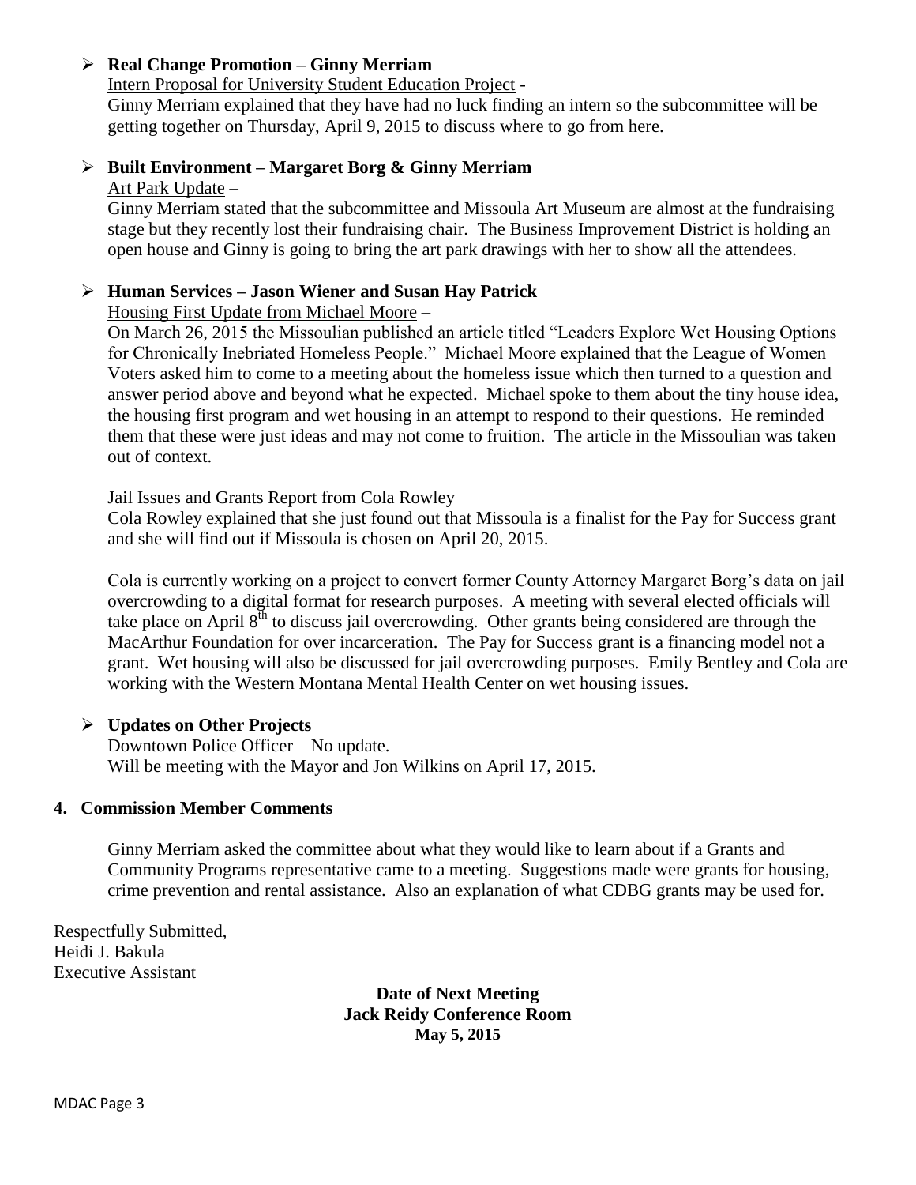- **Real Change Promotion – Ginny Merriam**

  Intern Proposal for University Student Education Project -

  Ginny Merriam explained that they have had no luck finding an intern so the subcommittee will be getting together on Thursday, April 9, 2015 to discuss where to go from here.

- **Built Environment – Margaret Borg & Ginny Merriam**

  Art Park Update –

  Ginny Merriam stated that the subcommittee and Missoula Art Museum are almost at the fundraising stage but they recently lost their fundraising chair. The Business Improvement District is holding an open house and Ginny is going to bring the art park drawings with her to show all the attendees.

- **Human Services – Jason Wiener and Susan Hay Patrick**

  Housing First Update from Michael Moore –

  On March 26, 2015 the Missoulian published an article titled "Leaders Explore Wet Housing Options for Chronically Inebriated Homeless People." Michael Moore explained that the League of Women Voters asked him to come to a meeting about the homeless issue which then turned to a question and answer period above and beyond what he expected. Michael spoke to them about the tiny house idea, the housing first program and wet housing in an attempt to respond to their questions. He reminded them that these were just ideas and may not come to fruition. The article in the Missoulian was taken out of context.

  Jail Issues and Grants Report from Cola Rowley

  Cola Rowley explained that she just found out that Missoula is a finalist for the Pay for Success grant and she will find out if Missoula is chosen on April 20, 2015.

  Cola is currently working on a project to convert former County Attorney Margaret Borg's data on jail overcrowding to a digital format for research purposes. A meeting with several elected officials will take place on April 8th to discuss jail overcrowding. Other grants being considered are through the MacArthur Foundation for over incarceration. The Pay for Success grant is a financing model not a grant. Wet housing will also be discussed for jail overcrowding purposes. Emily Bentley and Cola are working with the Western Montana Mental Health Center on wet housing issues.

- **Updates on Other Projects**

  Downtown Police Officer – No update.

  Will be meeting with the Mayor and Jon Wilkins on April 17, 2015.

**4. Commission Member Comments**

Ginny Merriam asked the committee about what they would like to learn about if a Grants and Community Programs representative came to a meeting. Suggestions made were grants for housing, crime prevention and rental assistance. Also an explanation of what CDBG grants may be used for.

Respectfully Submitted,
Heidi J. Bakula
Executive Assistant

**Date of Next Meeting**
**Jack Reidy Conference Room**
**May 5, 2015**